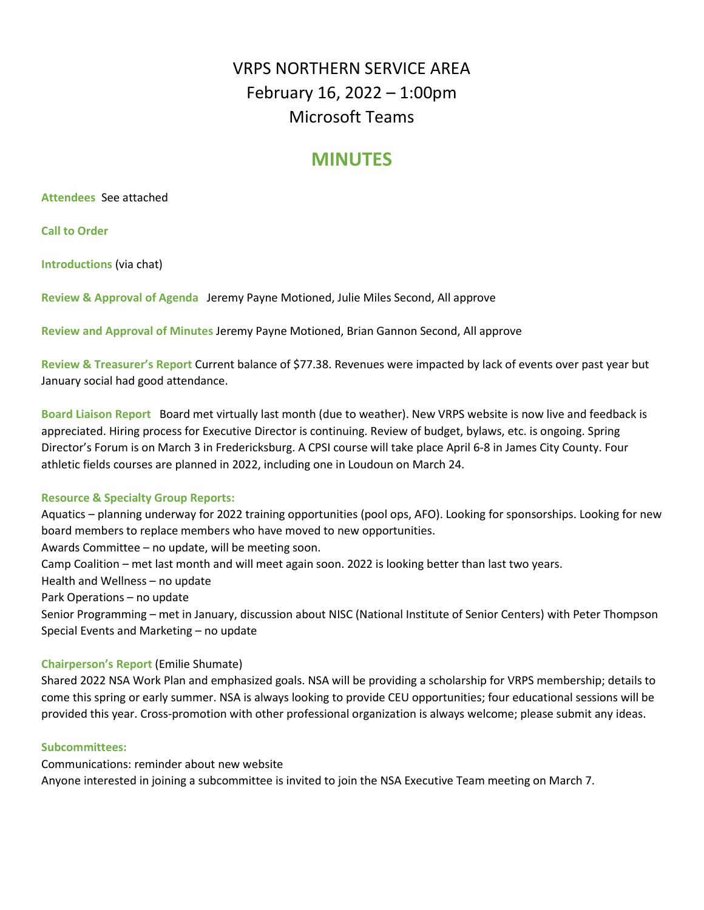# VRPS NORTHERN SERVICE AREA

February 16, 2022 – 1:00pm

Microsoft Teams

## MINUTES

**Attendees** See attached

**Call to Order**

**Introductions** (via chat)

**Review & Approval of Agenda** Jeremy Payne Motioned, Julie Miles Second, All approve

**Review and Approval of Minutes** Jeremy Payne Motioned, Brian Gannon Second, All approve

**Review & Treasurer's Report** Current balance of $77.38. Revenues were impacted by lack of events over past year but January social had good attendance.

**Board Liaison Report** Board met virtually last month (due to weather). New VRPS website is now live and feedback is appreciated. Hiring process for Executive Director is continuing. Review of budget, bylaws, etc. is ongoing. Spring Director's Forum is on March 3 in Fredericksburg. A CPSI course will take place April 6-8 in James City County. Four athletic fields courses are planned in 2022, including one in Loudoun on March 24.

**Resource & Specialty Group Reports:**

Aquatics – planning underway for 2022 training opportunities (pool ops, AFO). Looking for sponsorships. Looking for new board members to replace members who have moved to new opportunities.
Awards Committee – no update, will be meeting soon.
Camp Coalition – met last month and will meet again soon. 2022 is looking better than last two years.
Health and Wellness – no update
Park Operations – no update
Senior Programming – met in January, discussion about NISC (National Institute of Senior Centers) with Peter Thompson
Special Events and Marketing – no update

**Chairperson's Report** (Emilie Shumate)

Shared 2022 NSA Work Plan and emphasized goals. NSA will be providing a scholarship for VRPS membership; details to come this spring or early summer. NSA is always looking to provide CEU opportunities; four educational sessions will be provided this year. Cross-promotion with other professional organization is always welcome; please submit any ideas.

**Subcommittees:**

Communications: reminder about new website
Anyone interested in joining a subcommittee is invited to join the NSA Executive Team meeting on March 7.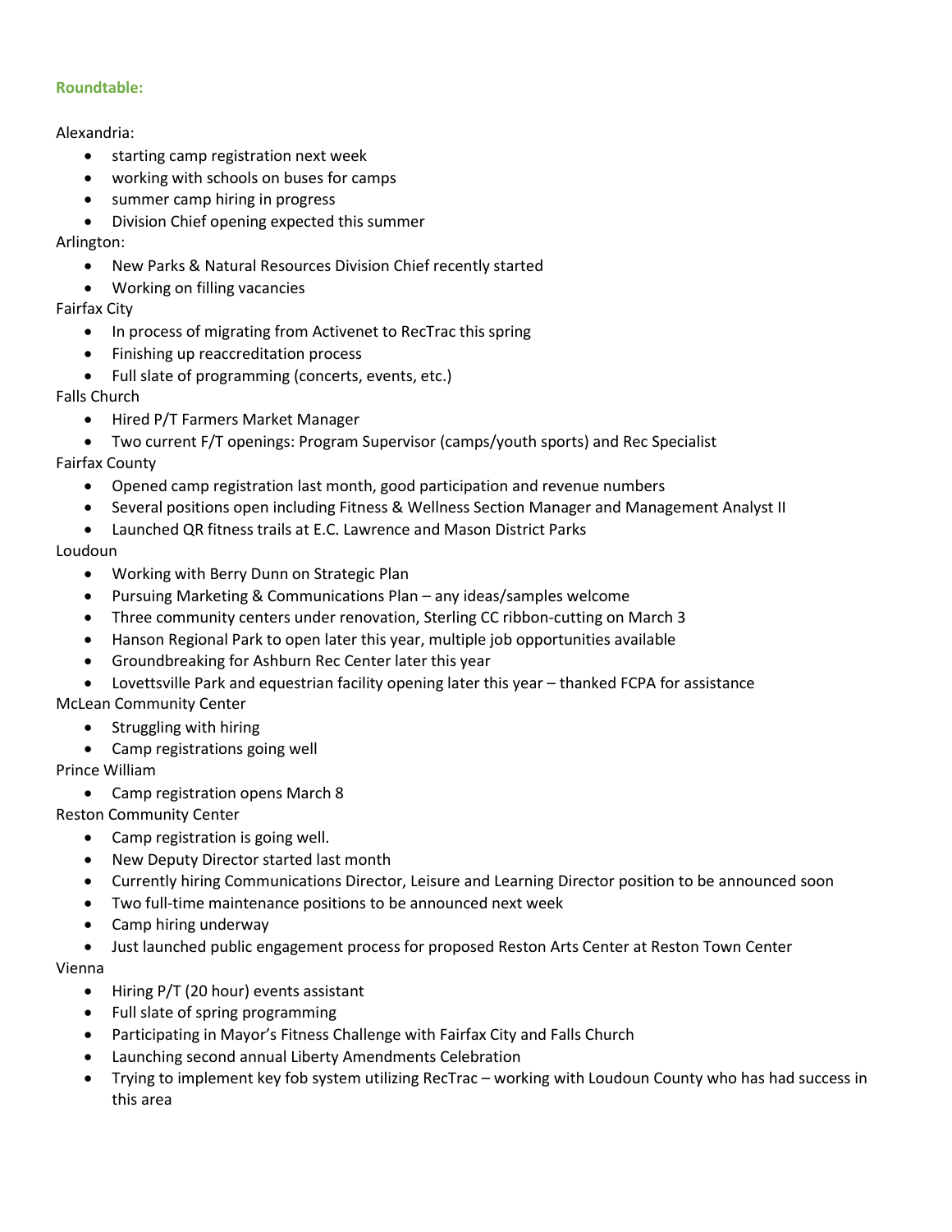**Roundtable:**

Alexandria:

- starting camp registration next week
- working with schools on buses for camps
- summer camp hiring in progress
- Division Chief opening expected this summer

Arlington:

- New Parks & Natural Resources Division Chief recently started
- Working on filling vacancies

Fairfax City

- In process of migrating from Activenet to RecTrac this spring
- Finishing up reaccreditation process
- Full slate of programming (concerts, events, etc.)

Falls Church

- Hired P/T Farmers Market Manager
- Two current F/T openings: Program Supervisor (camps/youth sports) and Rec Specialist

Fairfax County

- Opened camp registration last month, good participation and revenue numbers
- Several positions open including Fitness & Wellness Section Manager and Management Analyst II
- Launched QR fitness trails at E.C. Lawrence and Mason District Parks

Loudoun

- Working with Berry Dunn on Strategic Plan
- Pursuing Marketing & Communications Plan – any ideas/samples welcome
- Three community centers under renovation, Sterling CC ribbon-cutting on March 3
- Hanson Regional Park to open later this year, multiple job opportunities available
- Groundbreaking for Ashburn Rec Center later this year
- Lovettsville Park and equestrian facility opening later this year – thanked FCPA for assistance

McLean Community Center

- Struggling with hiring
- Camp registrations going well

Prince William

- Camp registration opens March 8

Reston Community Center

- Camp registration is going well.
- New Deputy Director started last month
- Currently hiring Communications Director, Leisure and Learning Director position to be announced soon
- Two full-time maintenance positions to be announced next week
- Camp hiring underway
- Just launched public engagement process for proposed Reston Arts Center at Reston Town Center

Vienna

- Hiring P/T (20 hour) events assistant
- Full slate of spring programming
- Participating in Mayor's Fitness Challenge with Fairfax City and Falls Church
- Launching second annual Liberty Amendments Celebration
- Trying to implement key fob system utilizing RecTrac – working with Loudoun County who has had success in this area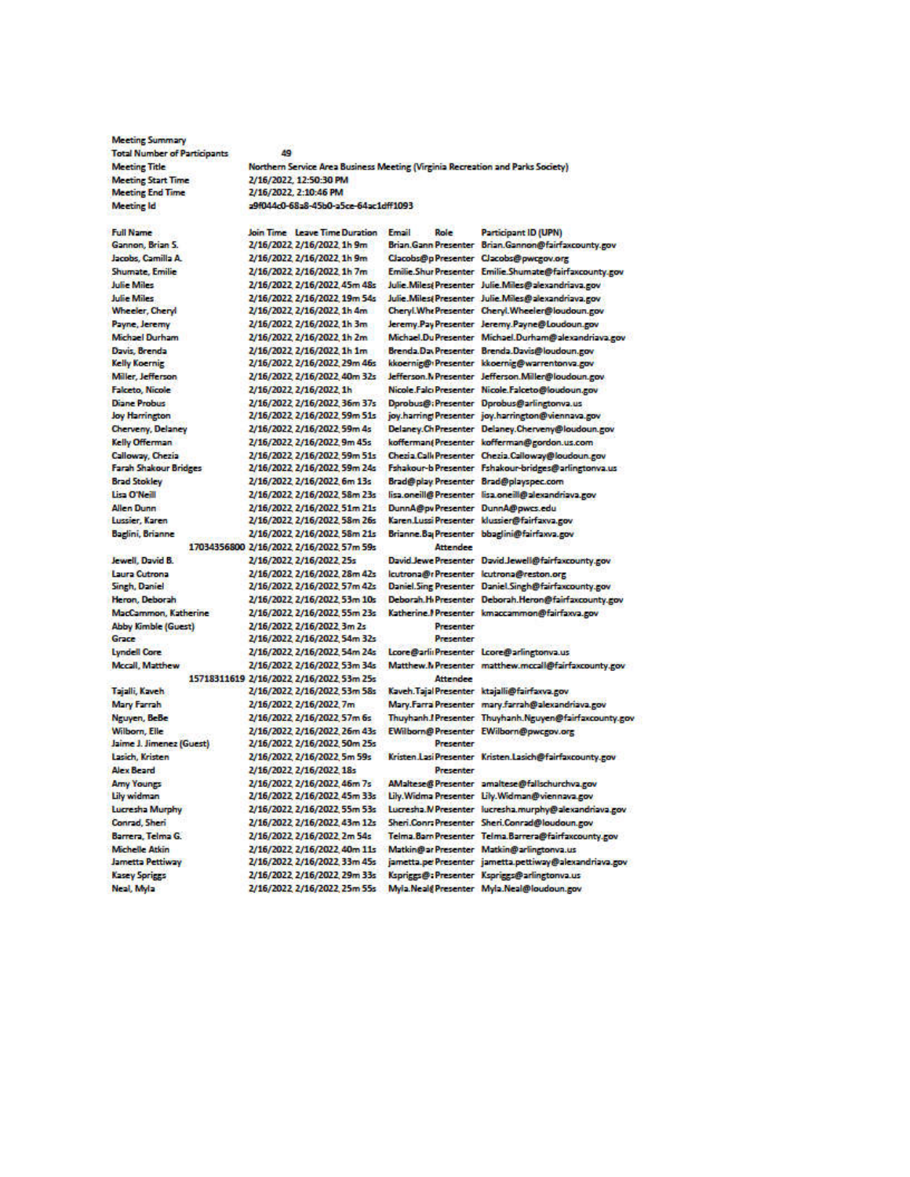| | |
|---|---|
| Meeting Summary | |
| Total Number of Participants | 49 |
| Meeting Title | Northern Service Area Business Meeting (Virginia Recreation and Parks Society) |
| Meeting Start Time | 2/16/2022, 12:50:30 PM |
| Meeting End Time | 2/16/2022, 2:10:46 PM |
| Meeting Id | a9f044c0-68a8-45b0-a5ce-64ac1dff1093 |

| Full Name | Join Time | Leave Time | Duration | Email | Role | Participant ID (UPN) |
|---|---|---|---|---|---|---|
| Gannon, Brian S. | 2/16/2022 | 2/16/2022 | 1h 9m | Brian.Gann | Presenter | Brian.Gannon@fairfaxcounty.gov |
| Jacobs, Camilla A. | 2/16/2022 | 2/16/2022 | 1h 9m | CJacobs@p | Presenter | CJacobs@pwcgov.org |
| Shumate, Emilie | 2/16/2022 | 2/16/2022 | 1h 7m | Emilie.Shur | Presenter | Emilie.Shumate@fairfaxcounty.gov |
| Julie Miles | 2/16/2022 | 2/16/2022 | 45m 48s | Julie.Miles( | Presenter | Julie.Miles@alexandriava.gov |
| Julie Miles | 2/16/2022 | 2/16/2022 | 19m 54s | Julie.Miles( | Presenter | Julie.Miles@alexandriava.gov |
| Wheeler, Cheryl | 2/16/2022 | 2/16/2022 | 1h 4m | Cheryl.Whe | Presenter | Cheryl.Wheeler@loudoun.gov |
| Payne, Jeremy | 2/16/2022 | 2/16/2022 | 1h 3m | Jeremy.Pay | Presenter | Jeremy.Payne@Loudoun.gov |
| Michael Durham | 2/16/2022 | 2/16/2022 | 1h 2m | Michael.Du | Presenter | Michael.Durham@alexandriava.gov |
| Davis, Brenda | 2/16/2022 | 2/16/2022 | 1h 1m | Brenda.Da | Presenter | Brenda.Davis@loudoun.gov |
| Kelly Koernig | 2/16/2022 | 2/16/2022 | 29m 46s | kkoernig@ | Presenter | kkoernig@warrentonva.gov |
| Miller, Jefferson | 2/16/2022 | 2/16/2022 | 40m 32s | Jefferson.M | Presenter | Jefferson.Miller@loudoun.gov |
| Falceto, Nicole | 2/16/2022 | 2/16/2022 | 1h | Nicole.Falc | Presenter | Nicole.Falceto@loudoun.gov |
| Diane Probus | 2/16/2022 | 2/16/2022 | 36m 37s | Dprobus@: | Presenter | Dprobus@arlingtonva.us |
| Joy Harrington | 2/16/2022 | 2/16/2022 | 59m 51s | joy.harring | Presenter | joy.harrington@viennava.gov |
| Cherveny, Delaney | 2/16/2022 | 2/16/2022 | 59m 4s | Delaney.Ch | Presenter | Delaney.Cherveny@loudoun.gov |
| Kelly Offerman | 2/16/2022 | 2/16/2022 | 9m 45s | kofferman( | Presenter | kofferman@gordon.us.com |
| Calloway, Chezia | 2/16/2022 | 2/16/2022 | 59m 51s | Chezia.Call | Presenter | Chezia.Calloway@loudoun.gov |
| Farah Shakour Bridges | 2/16/2022 | 2/16/2022 | 59m 24s | Fshakour-b | Presenter | Fshakour-bridges@arlingtonva.us |
| Brad Stokley | 2/16/2022 | 2/16/2022 | 6m 13s | Brad@play | Presenter | Brad@playspec.com |
| Lisa O'Neill | 2/16/2022 | 2/16/2022 | 58m 23s | lisa.oneill@ | Presenter | lisa.oneill@alexandriava.gov |
| Allen Dunn | 2/16/2022 | 2/16/2022 | 51m 21s | DunnA@pv | Presenter | DunnA@pwcs.edu |
| Lussier, Karen | 2/16/2022 | 2/16/2022 | 58m 26s | Karen.Lussi | Presenter | klussier@fairfaxva.gov |
| Baglini, Brianne | 2/16/2022 | 2/16/2022 | 58m 21s | Brianne.Ba | Presenter | bbaglini@fairfaxva.gov |
| 17034356800 | 2/16/2022 | 2/16/2022 | 57m 59s | | Attendee | |
| Jewell, David B. | 2/16/2022 | 2/16/2022 | 25s | David.Jewe | Presenter | David.Jewell@fairfaxcounty.gov |
| Laura Cutrona | 2/16/2022 | 2/16/2022 | 28m 42s | lcutrona@r | Presenter | lcutrona@reston.org |
| Singh, Daniel | 2/16/2022 | 2/16/2022 | 57m 42s | Daniel.Sing | Presenter | Daniel.Singh@fairfaxcounty.gov |
| Heron, Deborah | 2/16/2022 | 2/16/2022 | 53m 10s | Deborah.H | Presenter | Deborah.Heron@fairfaxcounty.gov |
| MacCammon, Katherine | 2/16/2022 | 2/16/2022 | 55m 23s | Katherine.I | Presenter | kmaccammon@fairfaxva.gov |
| Abby Kimble (Guest) | 2/16/2022 | 2/16/2022 | 3m 2s | | Presenter | |
| Grace | 2/16/2022 | 2/16/2022 | 54m 32s | | Presenter | |
| Lyndell Core | 2/16/2022 | 2/16/2022 | 54m 24s | Lcore@arli | Presenter | Lcore@arlingtonva.us |
| Mccall, Matthew | 2/16/2022 | 2/16/2022 | 53m 34s | Matthew.M | Presenter | matthew.mccall@fairfaxcounty.gov |
| 15718311619 | 2/16/2022 | 2/16/2022 | 53m 25s | | Attendee | |
| Tajalli, Kaveh | 2/16/2022 | 2/16/2022 | 53m 58s | Kaveh.Tajal | Presenter | ktajalli@fairfaxva.gov |
| Mary Farrah | 2/16/2022 | 2/16/2022 | 7m | Mary.Farra | Presenter | mary.farrah@alexandriava.gov |
| Nguyen, BeBe | 2/16/2022 | 2/16/2022 | 57m 6s | Thuyhanh.I | Presenter | Thuyhanh.Nguyen@fairfaxcounty.gov |
| Wilborn, Elle | 2/16/2022 | 2/16/2022 | 26m 43s | EWilborn@ | Presenter | EWilborn@pwcgov.org |
| Jaime J. Jimenez (Guest) | 2/16/2022 | 2/16/2022 | 50m 25s | | Presenter | |
| Lasich, Kristen | 2/16/2022 | 2/16/2022 | 5m 59s | Kristen.Lasi | Presenter | Kristen.Lasich@fairfaxcounty.gov |
| Alex Beard | 2/16/2022 | 2/16/2022 | 18s | | Presenter | |
| Amy Youngs | 2/16/2022 | 2/16/2022 | 46m 7s | AMaltese@ | Presenter | amaltese@fallschurchva.gov |
| Lily widman | 2/16/2022 | 2/16/2022 | 45m 33s | Lily.Widma | Presenter | Lily.Widman@viennava.gov |
| Lucresha Murphy | 2/16/2022 | 2/16/2022 | 55m 53s | Lucresha.M | Presenter | lucresha.murphy@alexandriava.gov |
| Conrad, Sheri | 2/16/2022 | 2/16/2022 | 43m 12s | Sheri.Conr | Presenter | Sheri.Conrad@loudoun.gov |
| Barrera, Telma G. | 2/16/2022 | 2/16/2022 | 2m 54s | Telma.Barr | Presenter | Telma.Barrera@fairfaxcounty.gov |
| Michelle Atkin | 2/16/2022 | 2/16/2022 | 40m 11s | Matkin@ar | Presenter | Matkin@arlingtonva.us |
| Jametta Pettiway | 2/16/2022 | 2/16/2022 | 33m 45s | jametta.pe | Presenter | jametta.pettiway@alexandriava.gov |
| Kasey Spriggs | 2/16/2022 | 2/16/2022 | 29m 33s | Kspriggs@: | Presenter | Kspriggs@arlingtonva.us |
| Neal, Myla | 2/16/2022 | 2/16/2022 | 25m 55s | Myla.Neal( | Presenter | Myla.Neal@loudoun.gov |